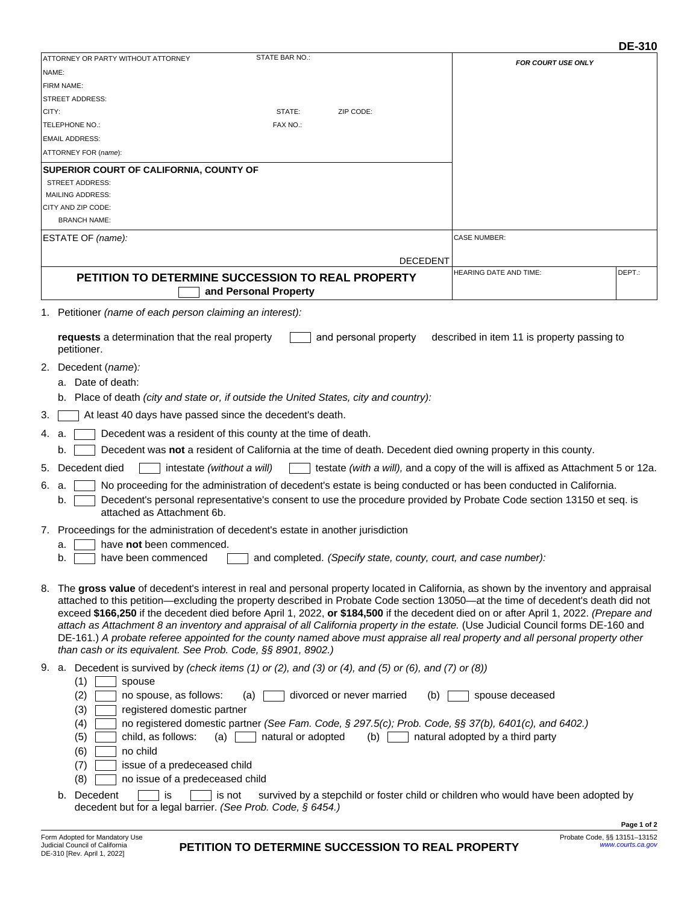DE-310

| ATTORNEY OR PARTY WITHOUT ATTORNEY | STATE BAR NO.: | FOR COURT USE ONLY |
|---|---|---|
| NAME: | | |
| FIRM NAME: | | |
| STREET ADDRESS: | | |
| CITY: | STATE: ZIP CODE: | |
| TELEPHONE NO.: | FAX NO.: | |
| EMAIL ADDRESS: | | |
| ATTORNEY FOR *(name)*: | | |
| **SUPERIOR COURT OF CALIFORNIA, COUNTY OF** | | |
| STREET ADDRESS: | | |
| MAILING ADDRESS: | | |
| CITY AND ZIP CODE: | | |
| BRANCH NAME: | | |
| ESTATE OF *(name)*: DECEDENT | | CASE NUMBER: |
| **PETITION TO DETERMINE SUCCESSION TO REAL PROPERTY** ☐ **and Personal Property** | | HEARING DATE AND TIME: DEPT.: |

1. Petitioner *(name of each person claiming an interest)*:

   **requests** a determination that the real property ☐ and personal property described in item 11 is property passing to petitioner.

2. Decedent *(name)*:
   a. Date of death:
   b. Place of death *(city and state or, if outside the United States, city and country)*:

3. ☐ At least 40 days have passed since the decedent's death.

4. a. ☐ Decedent was a resident of this county at the time of death.
   b. ☐ Decedent was **not** a resident of California at the time of death. Decedent died owning property in this county.

5. Decedent died ☐ intestate *(without a will)* ☐ testate *(with a will),* and a copy of the will is affixed as Attachment 5 or 12a.

6. a. ☐ No proceeding for the administration of decedent's estate is being conducted or has been conducted in California.
   b. ☐ Decedent's personal representative's consent to use the procedure provided by Probate Code section 13150 et seq. is attached as Attachment 6b.

7. Proceedings for the administration of decedent's estate in another jurisdiction
   a. ☐ have **not** been commenced.
   b. ☐ have been commenced ☐ and completed. *(Specify state, county, court, and case number)*:

8. The **gross value** of decedent's interest in real and personal property located in California, as shown by the inventory and appraisal attached to this petition—excluding the property described in Probate Code section 13050—at the time of decedent's death did not exceed **$166,250** if the decedent died before April 1, 2022, **or $184,500** if the decedent died on or after April 1, 2022. *(Prepare and attach as Attachment 8 an inventory and appraisal of all California property in the estate.* (Use Judicial Council forms DE-160 and DE-161.) *A probate referee appointed for the county named above must appraise all real property and all personal property other than cash or its equivalent. See Prob. Code, §§ 8901, 8902.)*

9. a. Decedent is survived by *(check items (1) or (2), and (3) or (4), and (5) or (6), and (7) or (8))*
   (1) ☐ spouse
   (2) ☐ no spouse, as follows: (a) ☐ divorced or never married (b) ☐ spouse deceased
   (3) ☐ registered domestic partner
   (4) ☐ no registered domestic partner *(See Fam. Code, § 297.5(c); Prob. Code, §§ 37(b), 6401(c), and 6402.)*
   (5) ☐ child, as follows: (a) ☐ natural or adopted (b) ☐ natural adopted by a third party
   (6) ☐ no child
   (7) ☐ issue of a predeceased child
   (8) ☐ no issue of a predeceased child

   b. Decedent ☐ is ☐ is not survived by a stepchild or foster child or children who would have been adopted by decedent but for a legal barrier. *(See Prob. Code, § 6454.)*

Form Adopted for Mandatory Use
Judicial Council of California
DE-310 [Rev. April 1, 2022]

**PETITION TO DETERMINE SUCCESSION TO REAL PROPERTY**

Probate Code, §§ 13151–13152
www.courts.ca.gov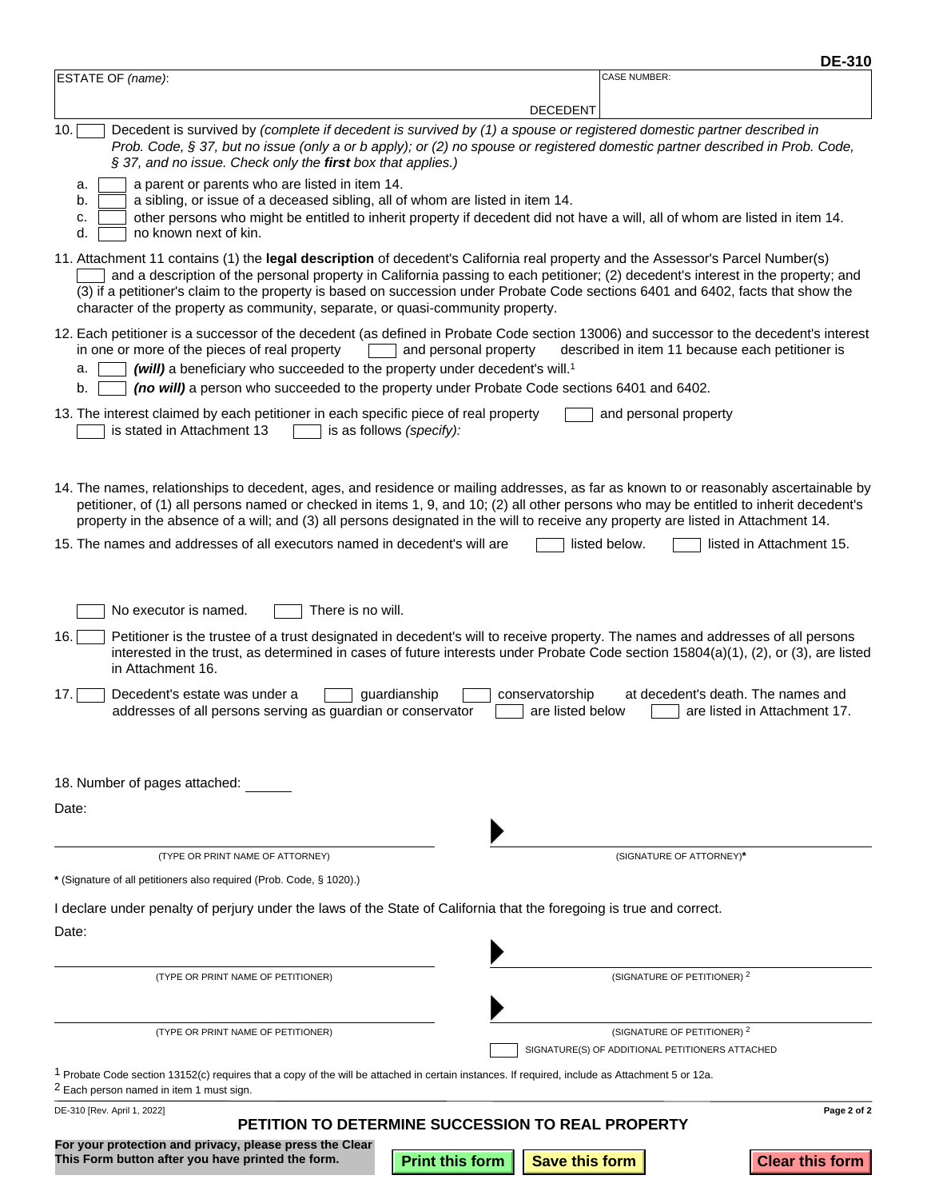DE-310

| ESTATE OF *(name)*: DECEDENT | CASE NUMBER: |
|---|---|

10. ☐ Decedent is survived by *(complete if decedent is survived by (1) a spouse or registered domestic partner described in Prob. Code, § 37, but no issue (only a or b apply); or (2) no spouse or registered domestic partner described in Prob. Code, § 37, and no issue. Check only the* ***first*** *box that applies.)*
    - a. ☐ a parent or parents who are listed in item 14.
    - b. ☐ a sibling, or issue of a deceased sibling, all of whom are listed in item 14.
    - c. ☐ other persons who might be entitled to inherit property if decedent did not have a will, all of whom are listed in item 14.
    - d. ☐ no known next of kin.

11. Attachment 11 contains (1) the **legal description** of decedent's California real property and the Assessor's Parcel Number(s) ☐ and a description of the personal property in California passing to each petitioner; (2) decedent's interest in the property; and (3) if a petitioner's claim to the property is based on succession under Probate Code sections 6401 and 6402, facts that show the character of the property as community, separate, or quasi-community property.

12. Each petitioner is a successor of the decedent (as defined in Probate Code section 13006) and successor to the decedent's interest in one or more of the pieces of real property ☐ and personal property described in item 11 because each petitioner is
    - a. ☐ ***(will)*** a beneficiary who succeeded to the property under decedent's will.[1]
    - b. ☐ ***(no will)*** a person who succeeded to the property under Probate Code sections 6401 and 6402.

13. The interest claimed by each petitioner in each specific piece of real property ☐ and personal property ☐ is stated in Attachment 13 ☐ is as follows *(specify)*:

14. The names, relationships to decedent, ages, and residence or mailing addresses, as far as known to or reasonably ascertainable by petitioner, of (1) all persons named or checked in items 1, 9, and 10; (2) all other persons who may be entitled to inherit decedent's property in the absence of a will; and (3) all persons designated in the will to receive any property are listed in Attachment 14.

15. The names and addresses of all executors named in decedent's will are ☐ listed below. ☐ listed in Attachment 15.

    ☐ No executor is named. ☐ There is no will.

16. ☐ Petitioner is the trustee of a trust designated in decedent's will to receive property. The names and addresses of all persons interested in the trust, as determined in cases of future interests under Probate Code section 15804(a)(1), (2), or (3), are listed in Attachment 16.

17. ☐ Decedent's estate was under a ☐ guardianship ☐ conservatorship at decedent's death. The names and addresses of all persons serving as guardian or conservator ☐ are listed below ☐ are listed in Attachment 17.

18. Number of pages attached: ______

Date:

_______________________________ ▶ _______________________________
(TYPE OR PRINT NAME OF ATTORNEY) (SIGNATURE OF ATTORNEY)*

\* (Signature of all petitioners also required (Prob. Code, § 1020).)

I declare under penalty of perjury under the laws of the State of California that the foregoing is true and correct.

Date:

_______________________________ ▶ _______________________________
(TYPE OR PRINT NAME OF PETITIONER) (SIGNATURE OF PETITIONER) [2]

_______________________________ ▶ _______________________________
(TYPE OR PRINT NAME OF PETITIONER) (SIGNATURE OF PETITIONER) [2]

☐ SIGNATURE(S) OF ADDITIONAL PETITIONERS ATTACHED

[1] Probate Code section 13152(c) requires that a copy of the will be attached in certain instances. If required, include as Attachment 5 or 12a.
[2] Each person named in item 1 must sign.

DE-310 [Rev. April 1, 2022]

**PETITION TO DETERMINE SUCCESSION TO REAL PROPERTY**

For your protection and privacy, please press the Clear This Form button after you have printed the form.

Print this form | Save this form | Clear this form